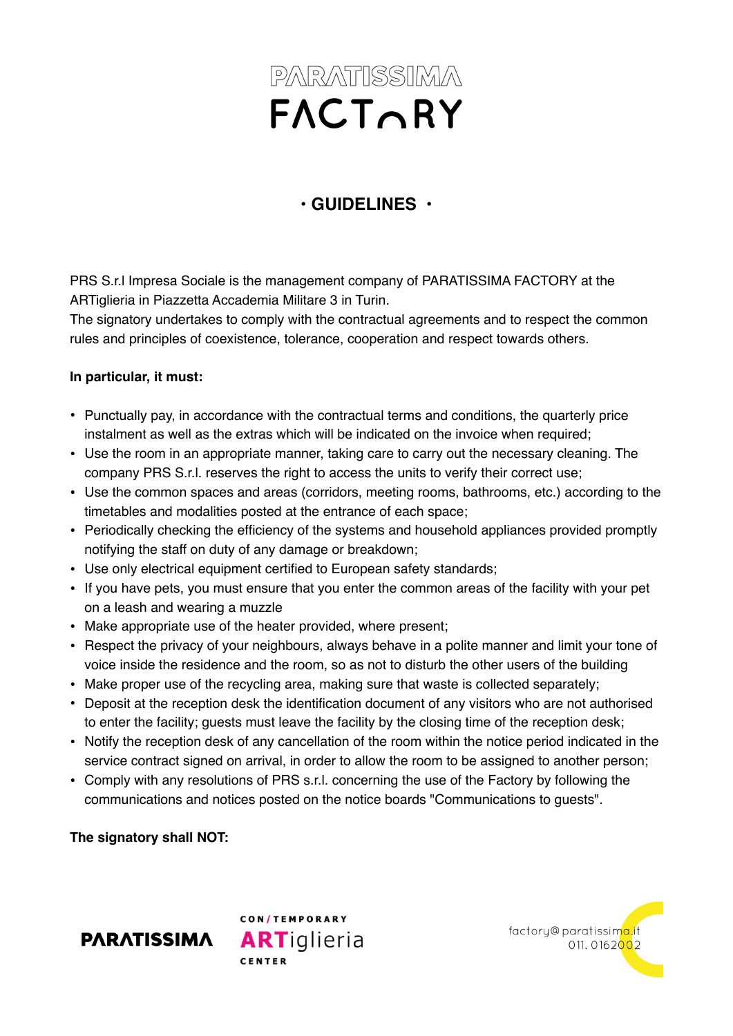# PARATISSIMA FACTORY

## · GUIDELINES ·

PRS S.r.l Impresa Sociale is the management company of PARATISSIMA FACTORY at the ARTiglieria in Piazzetta Accademia Militare 3 in Turin.
The signatory undertakes to comply with the contractual agreements and to respect the common rules and principles of coexistence, tolerance, cooperation and respect towards others.

**In particular, it must:**

- Punctually pay, in accordance with the contractual terms and conditions, the quarterly price instalment as well as the extras which will be indicated on the invoice when required;
- Use the room in an appropriate manner, taking care to carry out the necessary cleaning. The company PRS S.r.l. reserves the right to access the units to verify their correct use;
- Use the common spaces and areas (corridors, meeting rooms, bathrooms, etc.) according to the timetables and modalities posted at the entrance of each space;
- Periodically checking the efficiency of the systems and household appliances provided promptly notifying the staff on duty of any damage or breakdown;
- Use only electrical equipment certified to European safety standards;
- If you have pets, you must ensure that you enter the common areas of the facility with your pet on a leash and wearing a muzzle
- Make appropriate use of the heater provided, where present;
- Respect the privacy of your neighbours, always behave in a polite manner and limit your tone of voice inside the residence and the room, so as not to disturb the other users of the building
- Make proper use of the recycling area, making sure that waste is collected separately;
- Deposit at the reception desk the identification document of any visitors who are not authorised to enter the facility; guests must leave the facility by the closing time of the reception desk;
- Notify the reception desk of any cancellation of the room within the notice period indicated in the service contract signed on arrival, in order to allow the room to be assigned to another person;
- Comply with any resolutions of PRS s.r.l. concerning the use of the Factory by following the communications and notices posted on the notice boards "Communications to guests".

**The signatory shall NOT:**

PARATISSIMA CON/TEMPORARY ARTiglieria CENTER

factory@paratissima.it
011. 0162002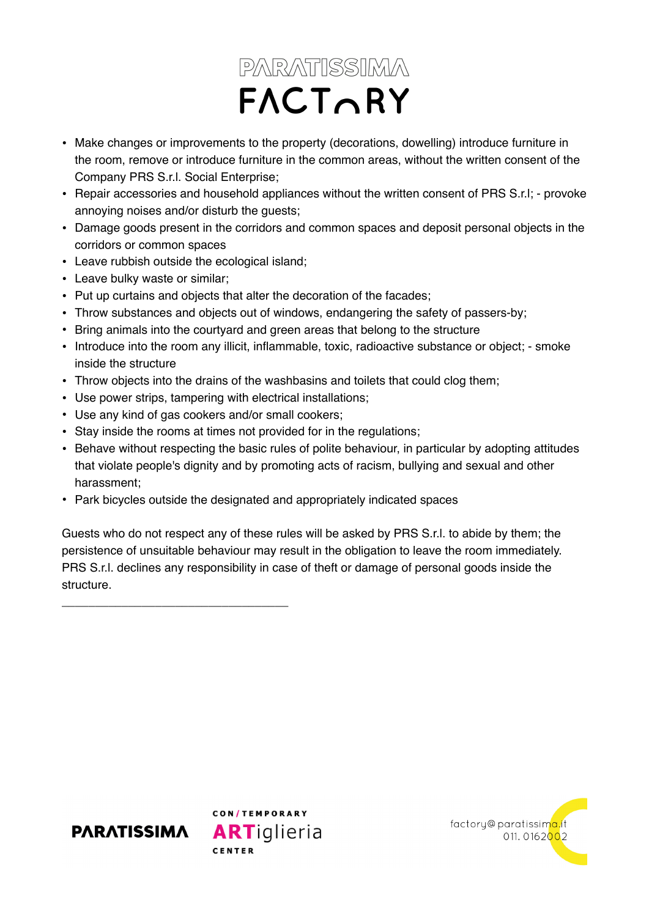- Make changes or improvements to the property (decorations, dowelling) introduce furniture in the room, remove or introduce furniture in the common areas, without the written consent of the Company PRS S.r.l. Social Enterprise;
- Repair accessories and household appliances without the written consent of PRS S.r.l; - provoke annoying noises and/or disturb the guests;
- Damage goods present in the corridors and common spaces and deposit personal objects in the corridors or common spaces
- Leave rubbish outside the ecological island;
- Leave bulky waste or similar;
- Put up curtains and objects that alter the decoration of the facades;
- Throw substances and objects out of windows, endangering the safety of passers-by;
- Bring animals into the courtyard and green areas that belong to the structure
- Introduce into the room any illicit, inflammable, toxic, radioactive substance or object; - smoke inside the structure
- Throw objects into the drains of the washbasins and toilets that could clog them;
- Use power strips, tampering with electrical installations;
- Use any kind of gas cookers and/or small cookers;
- Stay inside the rooms at times not provided for in the regulations;
- Behave without respecting the basic rules of polite behaviour, in particular by adopting attitudes that violate people's dignity and by promoting acts of racism, bullying and sexual and other harassment;
- Park bicycles outside the designated and appropriately indicated spaces

Guests who do not respect any of these rules will be asked by PRS S.r.l. to abide by them; the persistence of unsuitable behaviour may result in the obligation to leave the room immediately. PRS S.r.l. declines any responsibility in case of theft or damage of personal goods inside the structure.

___________________________________